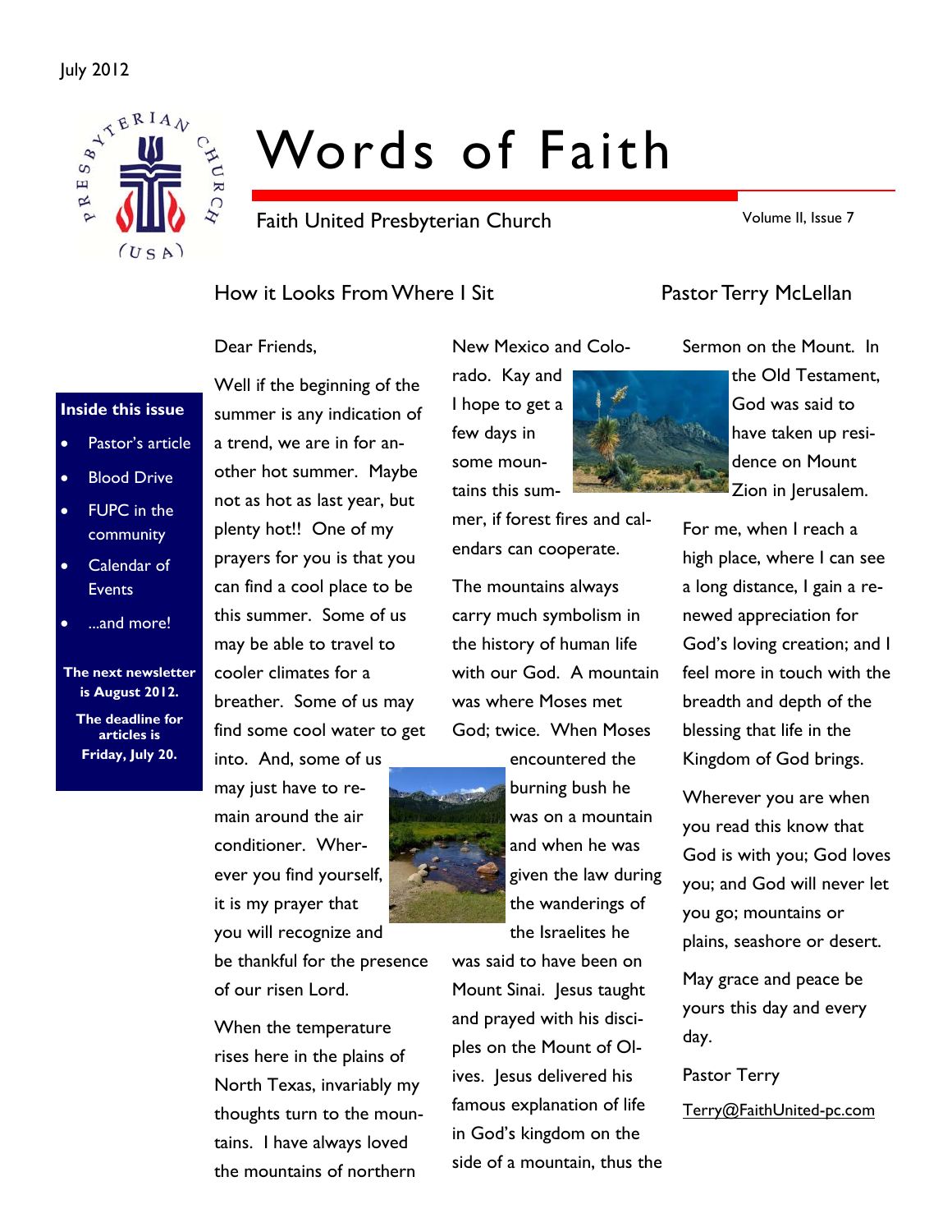July 2012

# Words of Faith

Faith United Presbyterian Church

Volume II, Issue 7

**Inside this issue**

- Pastor's article
- Blood Drive
- FUPC in the community
- Calendar of Events
- ...and more!

**The next newsletter is August 2012.**

**The deadline for articles is Friday, July 20.**

## How it Looks From Where I Sit — Pastor Terry McLellan

Dear Friends,

Well if the beginning of the summer is any indication of a trend, we are in for another hot summer. Maybe not as hot as last year, but plenty hot!! One of my prayers for you is that you can find a cool place to be this summer. Some of us may be able to travel to cooler climates for a breather. Some of us may find some cool water to get into. And, some of us may just have to remain around the air conditioner. Wherever you find yourself, it is my prayer that you will recognize and be thankful for the presence of our risen Lord.

When the temperature rises here in the plains of North Texas, invariably my thoughts turn to the mountains. I have always loved the mountains of northern New Mexico and Colorado. Kay and I hope to get a few days in some mountains this summer, if forest fires and calendars can cooperate.

The mountains always carry much symbolism in the history of human life with our God. A mountain was where Moses met God; twice. When Moses encountered the burning bush he was on a mountain and when he was given the law during the wanderings of the Israelites he was said to have been on Mount Sinai. Jesus taught and prayed with his disciples on the Mount of Olives. Jesus delivered his famous explanation of life in God's kingdom on the side of a mountain, thus the Sermon on the Mount. In the Old Testament, God was said to have taken up residence on Mount Zion in Jerusalem.

For me, when I reach a high place, where I can see a long distance, I gain a renewed appreciation for God's loving creation; and I feel more in touch with the breadth and depth of the blessing that life in the Kingdom of God brings.

Wherever you are when you read this know that God is with you; God loves you; and God will never let you go; mountains or plains, seashore or desert.

May grace and peace be yours this day and every day.

Pastor Terry

Terry@FaithUnited-pc.com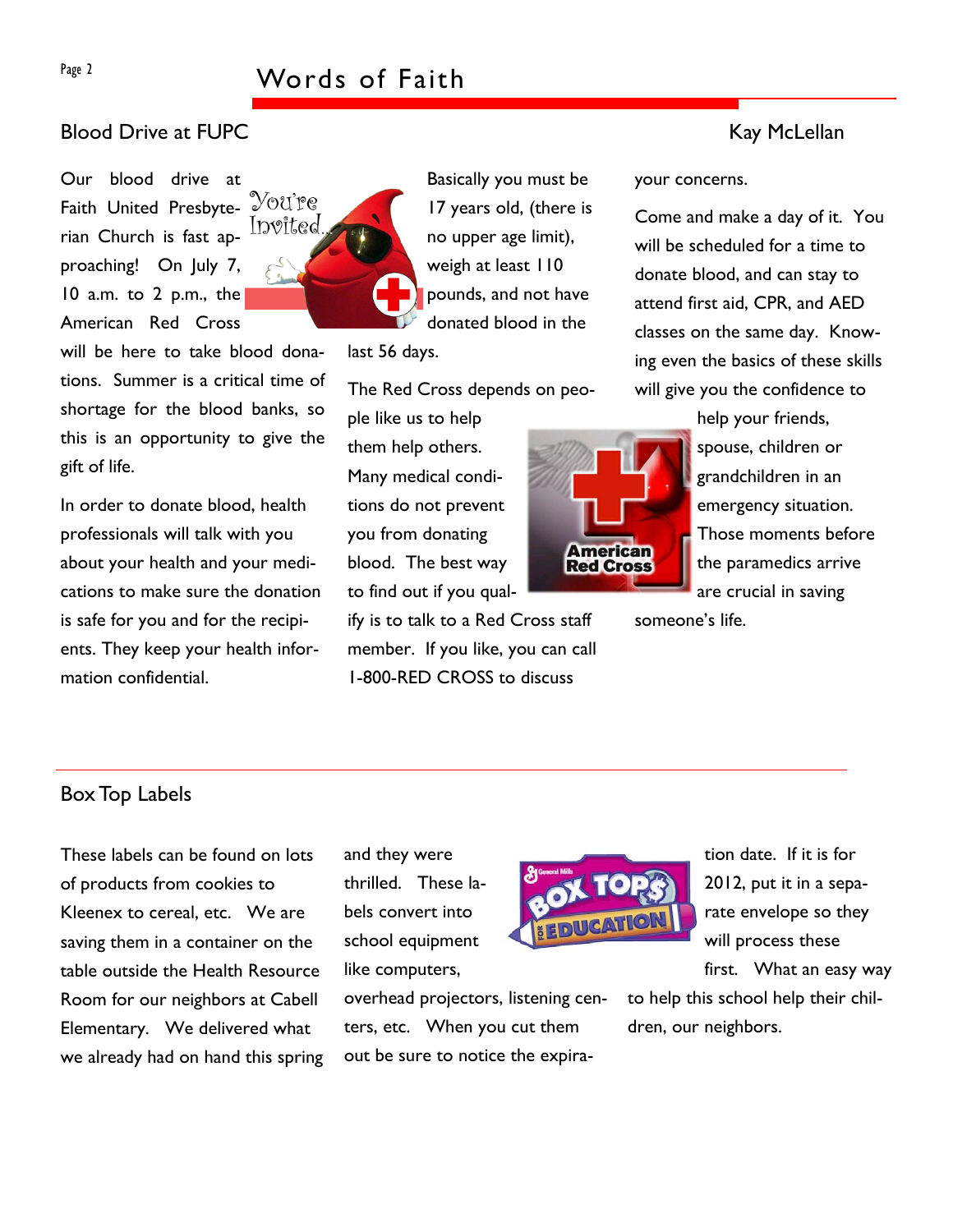## Blood Drive at FUPC

Kay McLellan

Our blood drive at Faith United Presbyterian Church is fast approaching! On July 7, 10 a.m. to 2 p.m., the American Red Cross will be here to take blood donations. Summer is a critical time of shortage for the blood banks, so this is an opportunity to give the gift of life.

In order to donate blood, health professionals will talk with you about your health and your medications to make sure the donation is safe for you and for the recipients. They keep your health information confidential.

Basically you must be 17 years old, (there is no upper age limit), weigh at least 110 pounds, and not have donated blood in the last 56 days.

The Red Cross depends on people like us to help them help others. Many medical conditions do not prevent you from donating blood. The best way to find out if you qualify is to talk to a Red Cross staff member. If you like, you can call 1-800-RED CROSS to discuss your concerns.

Come and make a day of it. You will be scheduled for a time to donate blood, and can stay to attend first aid, CPR, and AED classes on the same day. Knowing even the basics of these skills will give you the confidence to help your friends, spouse, children or grandchildren in an emergency situation. Those moments before the paramedics arrive are crucial in saving someone's life.

## Box Top Labels

These labels can be found on lots of products from cookies to Kleenex to cereal, etc. We are saving them in a container on the table outside the Health Resource Room for our neighbors at Cabell Elementary. We delivered what we already had on hand this spring and they were thrilled. These labels convert into school equipment like computers, overhead projectors, listening centers, etc. When you cut them out be sure to notice the expiration date. If it is for 2012, put it in a separate envelope so they will process these first. What an easy way to help this school help their children, our neighbors.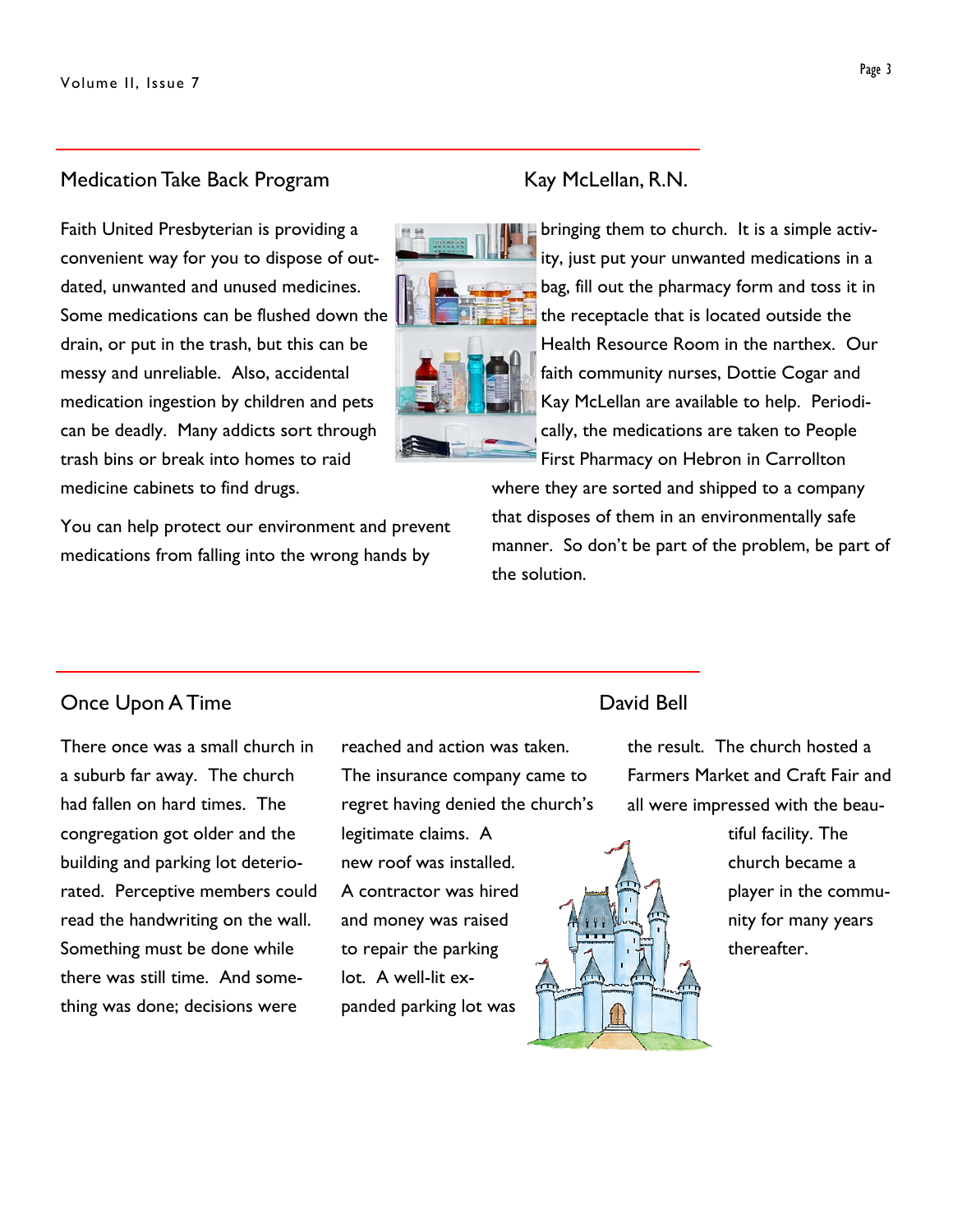## Medication Take Back Program

Kay McLellan, R.N.

Faith United Presbyterian is providing a convenient way for you to dispose of outdated, unwanted and unused medicines. Some medications can be flushed down the drain, or put in the trash, but this can be messy and unreliable. Also, accidental medication ingestion by children and pets can be deadly. Many addicts sort through trash bins or break into homes to raid medicine cabinets to find drugs.

You can help protect our environment and prevent medications from falling into the wrong hands by bringing them to church. It is a simple activity, just put your unwanted medications in a bag, fill out the pharmacy form and toss it in the receptacle that is located outside the Health Resource Room in the narthex. Our faith community nurses, Dottie Cogar and Kay McLellan are available to help. Periodically, the medications are taken to People First Pharmacy on Hebron in Carrollton where they are sorted and shipped to a company that disposes of them in an environmentally safe manner. So don't be part of the problem, be part of the solution.

## Once Upon A Time

David Bell

There once was a small church in a suburb far away. The church had fallen on hard times. The congregation got older and the building and parking lot deteriorated. Perceptive members could read the handwriting on the wall. Something must be done while there was still time. And something was done; decisions were reached and action was taken. The insurance company came to regret having denied the church's legitimate claims. A new roof was installed. A contractor was hired and money was raised to repair the parking lot. A well-lit expanded parking lot was the result. The church hosted a Farmers Market and Craft Fair and all were impressed with the beautiful facility. The church became a player in the community for many years thereafter.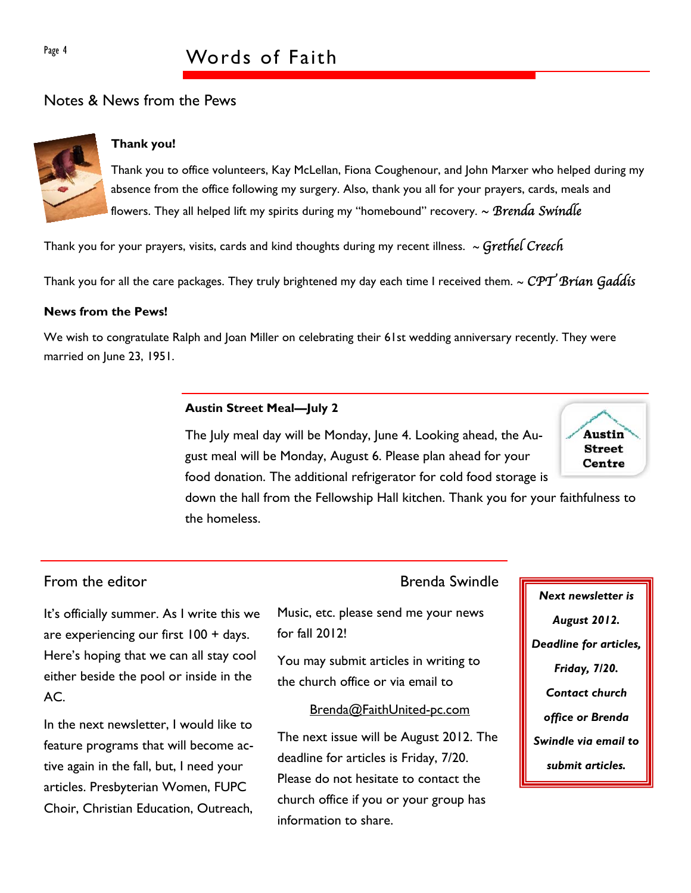## Notes & News from the Pews

**Thank you!**

Thank you to office volunteers, Kay McLellan, Fiona Coughenour, and John Marxer who helped during my absence from the office following my surgery. Also, thank you all for your prayers, cards, meals and flowers. They all helped lift my spirits during my "homebound" recovery. ~ *Brenda Swindle*

Thank you for your prayers, visits, cards and kind thoughts during my recent illness. ~ *Grethel Creech*

Thank you for all the care packages. They truly brightened my day each time I received them. ~ *CPT Brian Gaddis*

**News from the Pews!**

We wish to congratulate Ralph and Joan Miller on celebrating their 61st wedding anniversary recently. They were married on June 23, 1951.

**Austin Street Meal—July 2**

The July meal day will be Monday, June 4. Looking ahead, the August meal will be Monday, August 6. Please plan ahead for your food donation. The additional refrigerator for cold food storage is down the hall from the Fellowship Hall kitchen. Thank you for your faithfulness to the homeless.

Austin Street Centre

## From the editor

Brenda Swindle

It's officially summer. As I write this we are experiencing our first 100 + days. Here's hoping that we can all stay cool either beside the pool or inside in the AC.

In the next newsletter, I would like to feature programs that will become active again in the fall, but, I need your articles. Presbyterian Women, FUPC Choir, Christian Education, Outreach, Music, etc. please send me your news for fall 2012!

You may submit articles in writing to the church office or via email to

Brenda@FaithUnited-pc.com

The next issue will be August 2012. The deadline for articles is Friday, 7/20. Please do not hesitate to contact the church office if you or your group has information to share.

***Next newsletter is August 2012. Deadline for articles, Friday, 7/20. Contact church office or Brenda Swindle via email to submit articles.***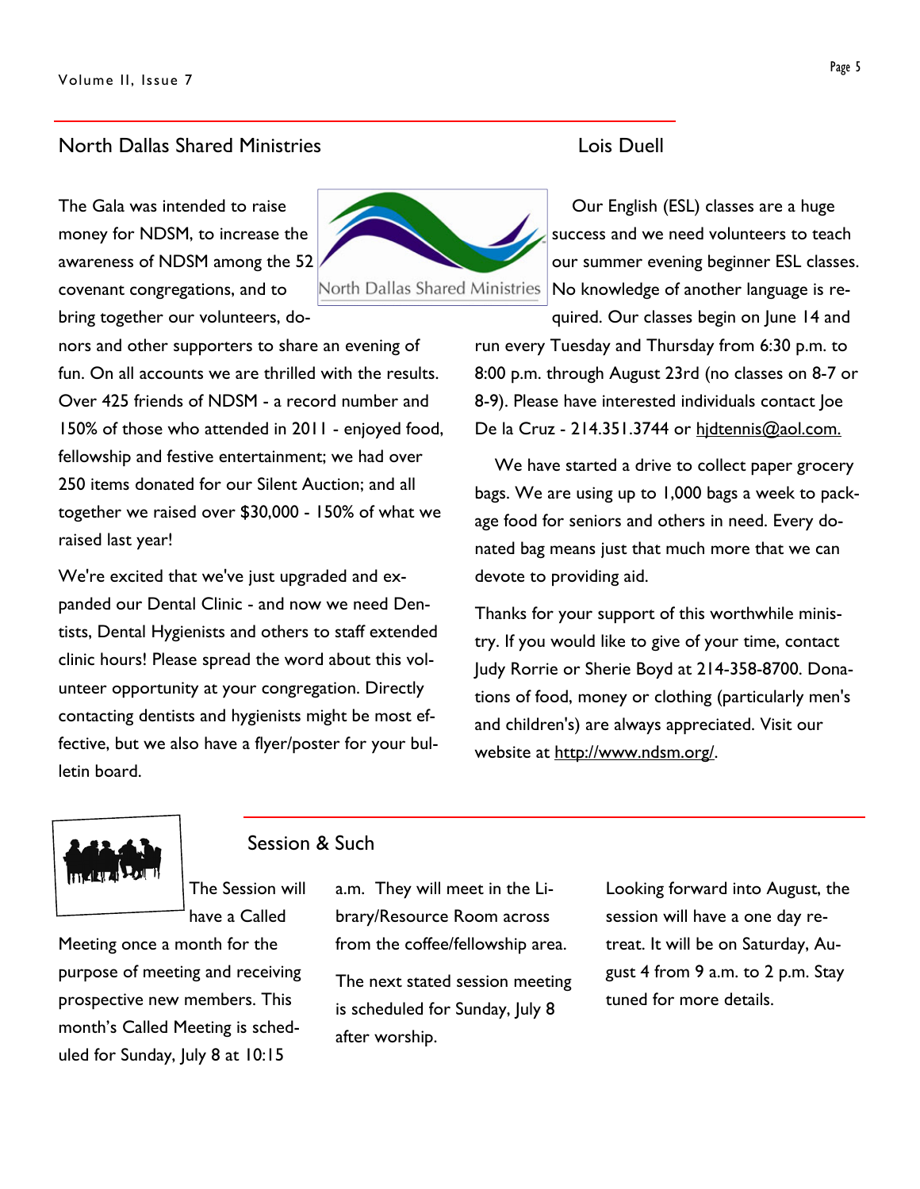## North Dallas Shared Ministries

Lois Duell

The Gala was intended to raise money for NDSM, to increase the awareness of NDSM among the 52 covenant congregations, and to bring together our volunteers, donors and other supporters to share an evening of fun. On all accounts we are thrilled with the results. Over 425 friends of NDSM - a record number and 150% of those who attended in 2011 - enjoyed food, fellowship and festive entertainment; we had over 250 items donated for our Silent Auction; and all together we raised over $30,000 - 150% of what we raised last year!

We're excited that we've just upgraded and expanded our Dental Clinic - and now we need Dentists, Dental Hygienists and others to staff extended clinic hours! Please spread the word about this volunteer opportunity at your congregation. Directly contacting dentists and hygienists might be most effective, but we also have a flyer/poster for your bulletin board.

Our English (ESL) classes are a huge success and we need volunteers to teach our summer evening beginner ESL classes. No knowledge of another language is required. Our classes begin on June 14 and run every Tuesday and Thursday from 6:30 p.m. to 8:00 p.m. through August 23rd (no classes on 8-7 or 8-9). Please have interested individuals contact Joe De la Cruz - 214.351.3744 or hjdtennis@aol.com.

We have started a drive to collect paper grocery bags. We are using up to 1,000 bags a week to package food for seniors and others in need. Every donated bag means just that much more that we can devote to providing aid.

Thanks for your support of this worthwhile ministry. If you would like to give of your time, contact Judy Rorrie or Sherie Boyd at 214-358-8700. Donations of food, money or clothing (particularly men's and children's) are always appreciated. Visit our website at http://www.ndsm.org/.

## Session & Such

The Session will have a Called Meeting once a month for the purpose of meeting and receiving prospective new members. This month's Called Meeting is scheduled for Sunday, July 8 at 10:15 a.m. They will meet in the Library/Resource Room across from the coffee/fellowship area.

The next stated session meeting is scheduled for Sunday, July 8 after worship.

Looking forward into August, the session will have a one day retreat. It will be on Saturday, August 4 from 9 a.m. to 2 p.m. Stay tuned for more details.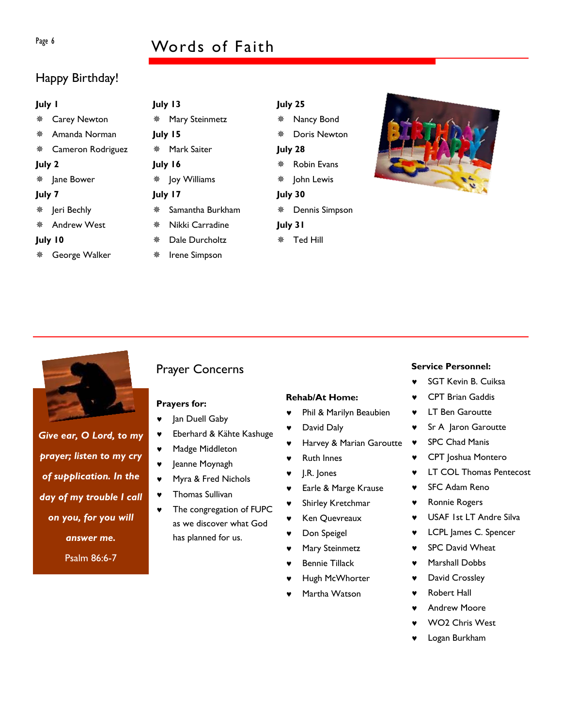## Happy Birthday!

**July 1**

- Carey Newton
- Amanda Norman
- Cameron Rodriguez

**July 2**

- Jane Bower

**July 7**

- Jeri Bechly
- Andrew West

**July 10**

- George Walker

**July 13**

- Mary Steinmetz

**July 15**

- Mark Saiter

**July 16**

- Joy Williams

**July 17**

- Samantha Burkham
- Nikki Carradine
- Dale Durcholtz
- Irene Simpson

**July 25**

- Nancy Bond
- Doris Newton

**July 28**

- Robin Evans
- John Lewis

**July 30**

- Dennis Simpson

**July 31**

- Ted Hill

***Give ear, O Lord, to my prayer; listen to my cry of supplication. In the day of my trouble I call on you, for you will answer me.***

Psalm 86:6-7

## Prayer Concerns

**Prayers for:**

- Jan Duell Gaby
- Eberhard & Kähte Kashuge
- Madge Middleton
- Jeanne Moynagh
- Myra & Fred Nichols
- Thomas Sullivan
- The congregation of FUPC as we discover what God has planned for us.

**Rehab/At Home:**

- Phil & Marilyn Beaubien
- David Daly
- Harvey & Marian Garoutte
- Ruth Innes
- J.R. Jones
- Earle & Marge Krause
- Shirley Kretchmar
- Ken Quevreaux
- Don Speigel
- Mary Steinmetz
- Bennie Tillack
- Hugh McWhorter
- Martha Watson

**Service Personnel:**

- SGT Kevin B. Cuiksa
- CPT Brian Gaddis
- LT Ben Garoutte
- Sr A Jaron Garoutte
- SPC Chad Manis
- CPT Joshua Montero
- LT COL Thomas Pentecost
- SFC Adam Reno
- Ronnie Rogers
- USAF 1st LT Andre Silva
- LCPL James C. Spencer
- SPC David Wheat
- Marshall Dobbs
- David Crossley
- Robert Hall
- Andrew Moore
- WO2 Chris West
- Logan Burkham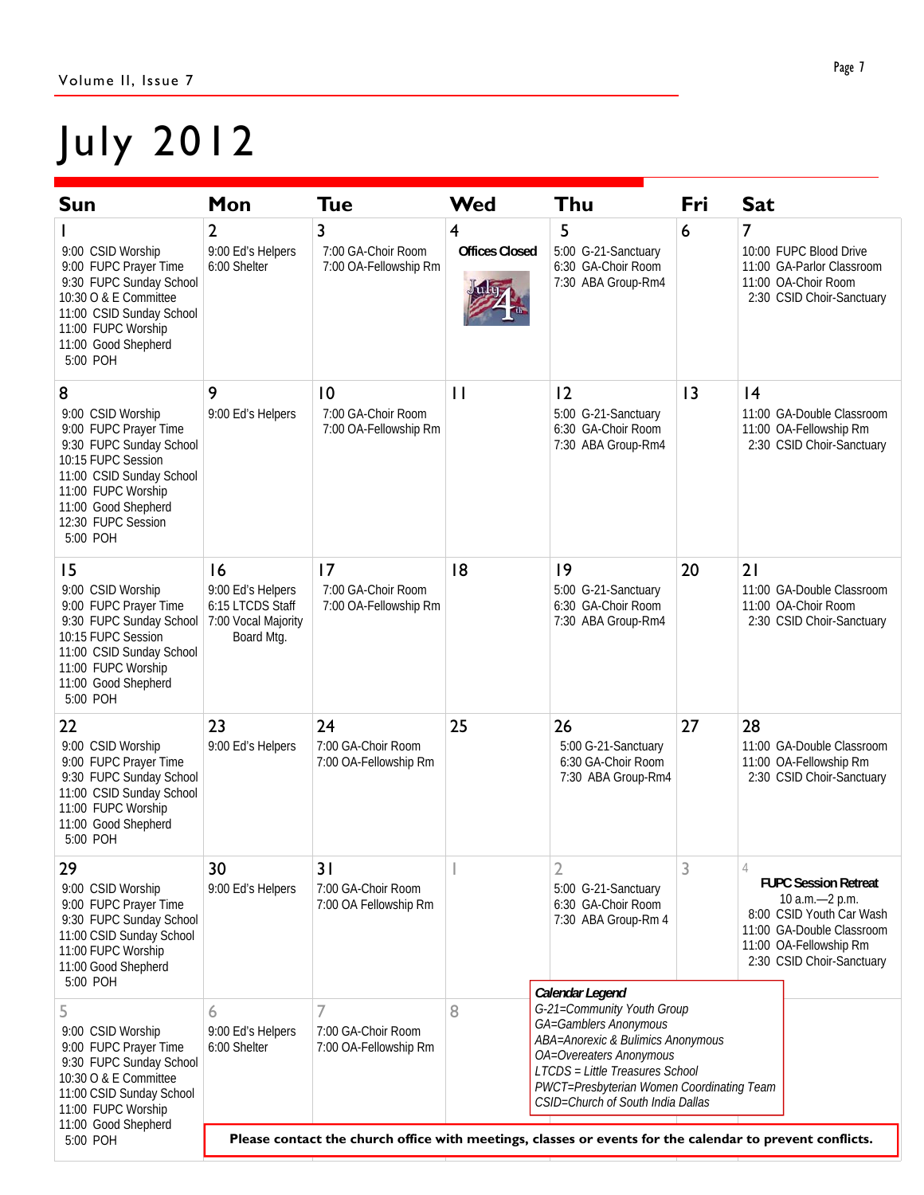# July 2012

| Sun | Mon | Tue | Wed | Thu | Fri | Sat |
|---|---|---|---|---|---|---|
| 1<br>9:00 CSID Worship<br>9:00 FUPC Prayer Time<br>9:30 FUPC Sunday School<br>10:30 O & E Committee<br>11:00 CSID Sunday School<br>11:00 FUPC Worship<br>11:00 Good Shepherd<br>5:00 POH | 2<br>9:00 Ed's Helpers<br>6:00 Shelter | 3<br>7:00 GA-Choir Room<br>7:00 OA-Fellowship Rm | 4<br>**Offices Closed** | 5<br>5:00 G-21-Sanctuary<br>6:30 GA-Choir Room<br>7:30 ABA Group-Rm4 | 6 | 7<br>10:00 FUPC Blood Drive<br>11:00 GA-Parlor Classroom<br>11:00 OA-Choir Room<br>2:30 CSID Choir-Sanctuary |
| 8<br>9:00 CSID Worship<br>9:00 FUPC Prayer Time<br>9:30 FUPC Sunday School<br>10:15 FUPC Session<br>11:00 CSID Sunday School<br>11:00 FUPC Worship<br>11:00 Good Shepherd<br>12:30 FUPC Session<br>5:00 POH | 9<br>9:00 Ed's Helpers | 10<br>7:00 GA-Choir Room<br>7:00 OA-Fellowship Rm | 11 | 12<br>5:00 G-21-Sanctuary<br>6:30 GA-Choir Room<br>7:30 ABA Group-Rm4 | 13 | 14<br>11:00 GA-Double Classroom<br>11:00 OA-Fellowship Rm<br>2:30 CSID Choir-Sanctuary |
| 15<br>9:00 CSID Worship<br>9:00 FUPC Prayer Time<br>9:30 FUPC Sunday School<br>10:15 FUPC Session<br>11:00 CSID Sunday School<br>11:00 FUPC Worship<br>11:00 Good Shepherd<br>5:00 POH | 16<br>9:00 Ed's Helpers<br>6:15 LTCDS Staff<br>7:00 Vocal Majority Board Mtg. | 17<br>7:00 GA-Choir Room<br>7:00 OA-Fellowship Rm | 18 | 19<br>5:00 G-21-Sanctuary<br>6:30 GA-Choir Room<br>7:30 ABA Group-Rm4 | 20 | 21<br>11:00 GA-Double Classroom<br>11:00 OA-Choir Room<br>2:30 CSID Choir-Sanctuary |
| 22<br>9:00 CSID Worship<br>9:00 FUPC Prayer Time<br>9:30 FUPC Sunday School<br>11:00 CSID Sunday School<br>11:00 FUPC Worship<br>11:00 Good Shepherd<br>5:00 POH | 23<br>9:00 Ed's Helpers | 24<br>7:00 GA-Choir Room<br>7:00 OA-Fellowship Rm | 25 | 26<br>5:00 G-21-Sanctuary<br>6:30 GA-Choir Room<br>7:30 ABA Group-Rm4 | 27 | 28<br>11:00 GA-Double Classroom<br>11:00 OA-Fellowship Rm<br>2:30 CSID Choir-Sanctuary |
| 29<br>9:00 CSID Worship<br>9:00 FUPC Prayer Time<br>9:30 FUPC Sunday School<br>11:00 CSID Sunday School<br>11:00 FUPC Worship<br>11:00 Good Shepherd<br>5:00 POH | 30<br>9:00 Ed's Helpers | 31<br>7:00 GA-Choir Room<br>7:00 OA Fellowship Rm | 1 | 2<br>5:00 G-21-Sanctuary<br>6:30 GA-Choir Room<br>7:30 ABA Group-Rm 4 | 3 | 4<br>**FUPC Session Retreat**<br>10 a.m.—2 p.m.<br>8:00 CSID Youth Car Wash<br>11:00 GA-Double Classroom<br>11:00 OA-Fellowship Rm<br>2:30 CSID Choir-Sanctuary |
| 5<br>9:00 CSID Worship<br>9:00 FUPC Prayer Time<br>9:30 FUPC Sunday School<br>10:30 O & E Committee<br>11:00 CSID Sunday School<br>11:00 FUPC Worship<br>11:00 Good Shepherd<br>5:00 POH | 6<br>9:00 Ed's Helpers<br>6:00 Shelter | 7<br>7:00 GA-Choir Room<br>7:00 OA-Fellowship Rm | 8 | | | |

***Calendar Legend***

*G-21=Community Youth Group*
*GA=Gamblers Anonymous*
*ABA=Anorexic & Bulimics Anonymous*
*OA=Overeaters Anonymous*
*LTCDS = Little Treasures School*
*PWCT=Presbyterian Women Coordinating Team*
*CSID=Church of South India Dallas*

**Please contact the church office with meetings, classes or events for the calendar to prevent conflicts.**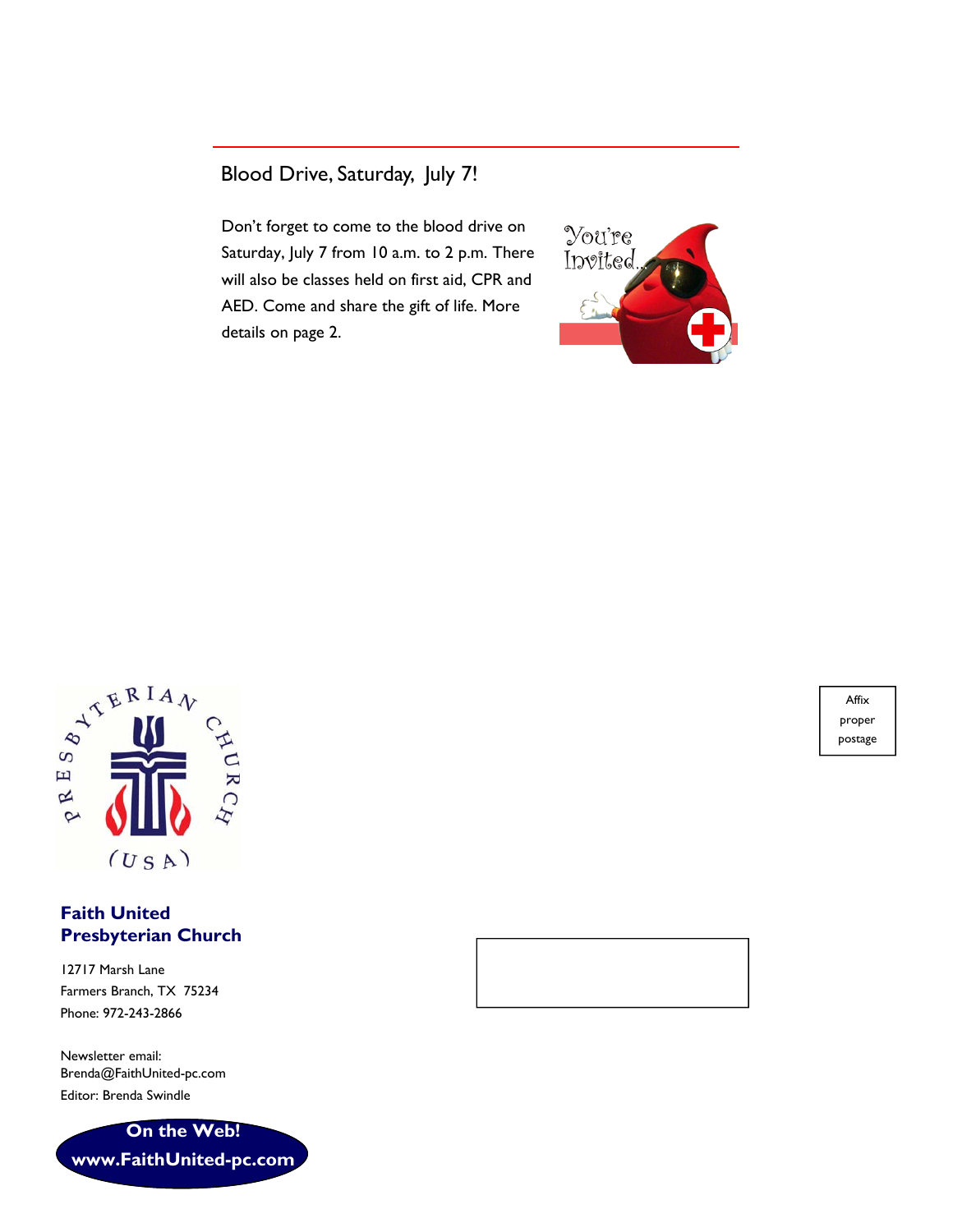## Blood Drive, Saturday, July 7!

Don't forget to come to the blood drive on Saturday, July 7 from 10 a.m. to 2 p.m. There will also be classes held on first aid, CPR and AED. Come and share the gift of life. More details on page 2.

You're Invited...

**Faith United Presbyterian Church**

12717 Marsh Lane
Farmers Branch, TX 75234
Phone: 972-243-2866

Newsletter email:
Brenda@FaithUnited-pc.com
Editor: Brenda Swindle

**On the Web!**
**www.FaithUnited-pc.com**

Affix proper postage